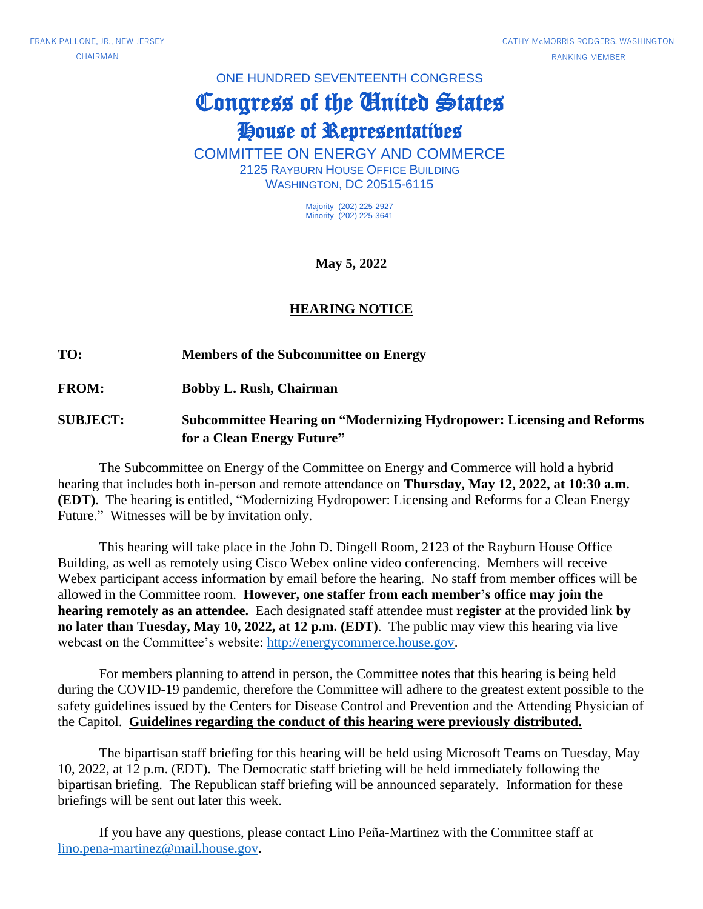FRANK PALLONE, JR., NEW JERSEY
CHAIRMAN

CATHY McMORRIS RODGERS, WASHINGTON
RANKING MEMBER

ONE HUNDRED SEVENTEENTH CONGRESS

# Congress of the United States

## House of Representatives

COMMITTEE ON ENERGY AND COMMERCE
2125 RAYBURN HOUSE OFFICE BUILDING
WASHINGTON, DC 20515-6115

Majority (202) 225-2927
Minority (202) 225-3641

**May 5, 2022**

**HEARING NOTICE**

**TO:** **Members of the Subcommittee on Energy**

**FROM:** **Bobby L. Rush, Chairman**

**SUBJECT:** **Subcommittee Hearing on "Modernizing Hydropower: Licensing and Reforms for a Clean Energy Future"**

The Subcommittee on Energy of the Committee on Energy and Commerce will hold a hybrid hearing that includes both in-person and remote attendance on **Thursday, May 12, 2022, at 10:30 a.m. (EDT)**. The hearing is entitled, "Modernizing Hydropower: Licensing and Reforms for a Clean Energy Future." Witnesses will be by invitation only.

This hearing will take place in the John D. Dingell Room, 2123 of the Rayburn House Office Building, as well as remotely using Cisco Webex online video conferencing. Members will receive Webex participant access information by email before the hearing. No staff from member offices will be allowed in the Committee room. **However, one staffer from each member's office may join the hearing remotely as an attendee.** Each designated staff attendee must **register** at the provided link **by no later than Tuesday, May 10, 2022, at 12 p.m. (EDT)**. The public may view this hearing via live webcast on the Committee's website: http://energycommerce.house.gov.

For members planning to attend in person, the Committee notes that this hearing is being held during the COVID-19 pandemic, therefore the Committee will adhere to the greatest extent possible to the safety guidelines issued by the Centers for Disease Control and Prevention and the Attending Physician of the Capitol. **Guidelines regarding the conduct of this hearing were previously distributed.**

The bipartisan staff briefing for this hearing will be held using Microsoft Teams on Tuesday, May 10, 2022, at 12 p.m. (EDT). The Democratic staff briefing will be held immediately following the bipartisan briefing. The Republican staff briefing will be announced separately. Information for these briefings will be sent out later this week.

If you have any questions, please contact Lino Peña-Martinez with the Committee staff at lino.pena-martinez@mail.house.gov.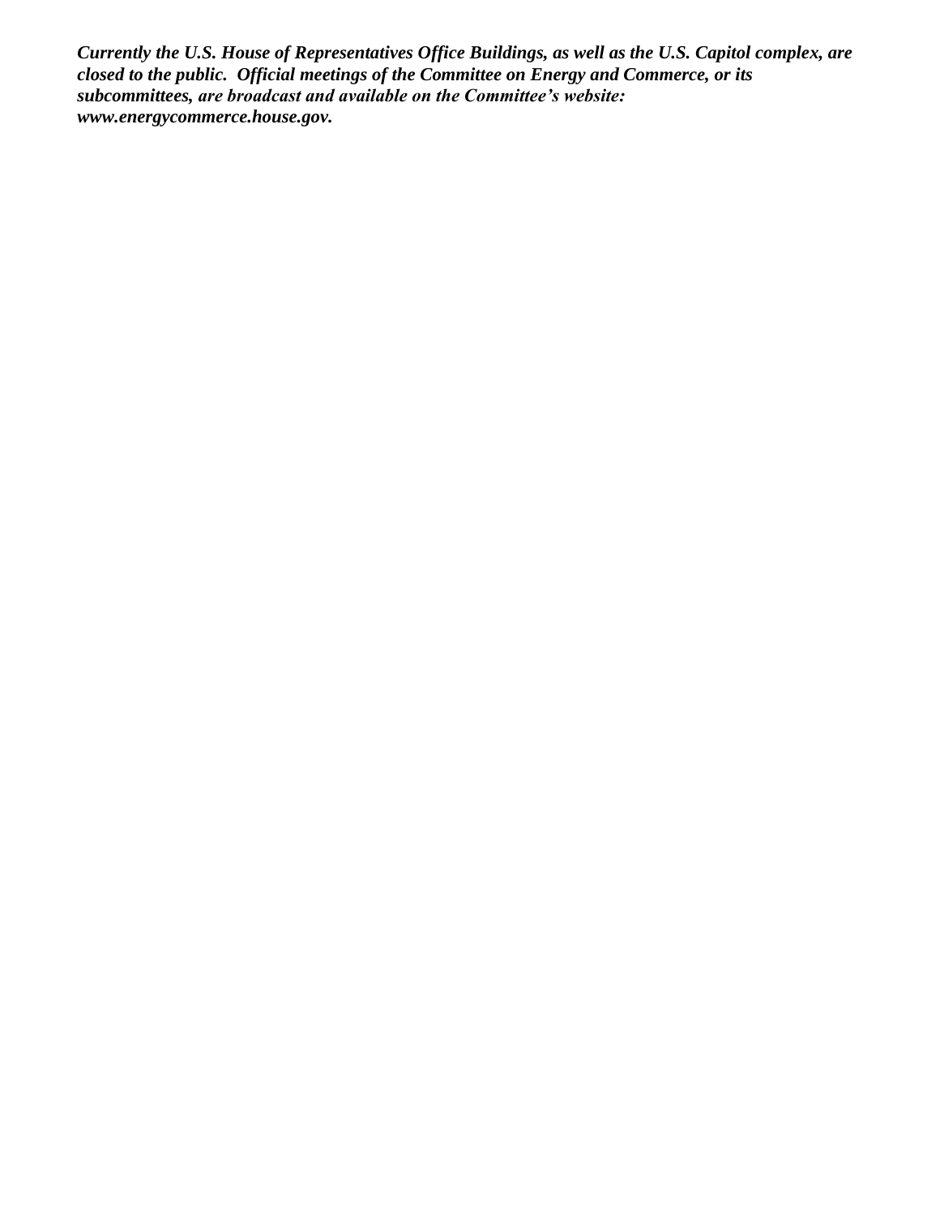***Currently the U.S. House of Representatives Office Buildings, as well as the U.S. Capitol complex, are closed to the public. Official meetings of the Committee on Energy and Commerce, or its subcommittees, are broadcast and available on the Committee's website: www.energycommerce.house.gov.***